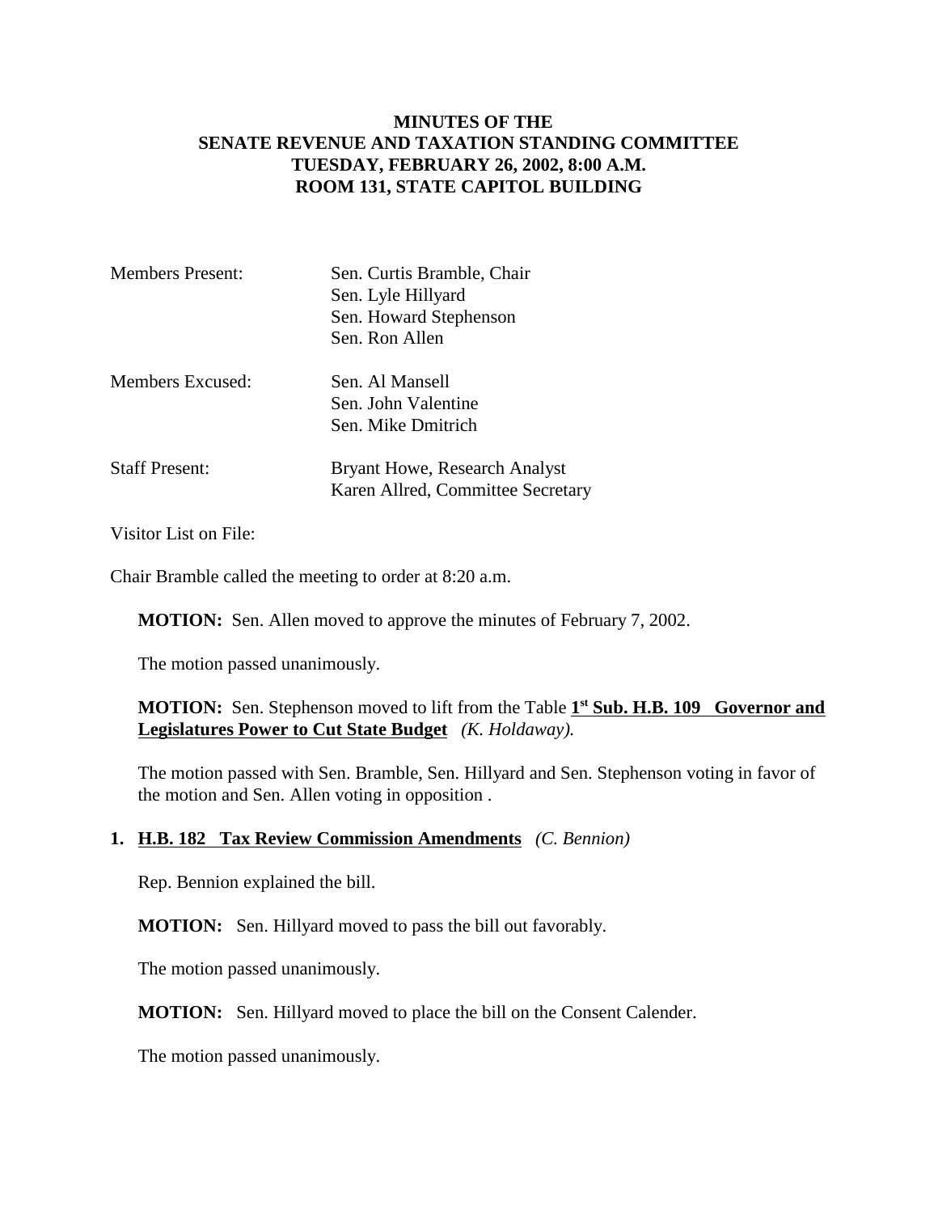# MINUTES OF THE SENATE REVENUE AND TAXATION STANDING COMMITTEE TUESDAY, FEBRUARY 26, 2002, 8:00 A.M. ROOM 131, STATE CAPITOL BUILDING

| | |
|---|---|
| Members Present: | Sen. Curtis Bramble, Chair<br>Sen. Lyle Hillyard<br>Sen. Howard Stephenson<br>Sen. Ron Allen |
| Members Excused: | Sen. Al Mansell<br>Sen. John Valentine<br>Sen. Mike Dmitrich |
| Staff Present: | Bryant Howe, Research Analyst<br>Karen Allred, Committee Secretary |

Visitor List on File:

Chair Bramble called the meeting to order at 8:20 a.m.

**MOTION:** Sen. Allen moved to approve the minutes of February 7, 2002.

The motion passed unanimously.

**MOTION:** Sen. Stephenson moved to lift from the Table **1st Sub. H.B. 109 Governor and Legislatures Power to Cut State Budget** *(K. Holdaway).*

The motion passed with Sen. Bramble, Sen. Hillyard and Sen. Stephenson voting in favor of the motion and Sen. Allen voting in opposition .

**1. H.B. 182 Tax Review Commission Amendments** *(C. Bennion)*

Rep. Bennion explained the bill.

**MOTION:** Sen. Hillyard moved to pass the bill out favorably.

The motion passed unanimously.

**MOTION:** Sen. Hillyard moved to place the bill on the Consent Calender.

The motion passed unanimously.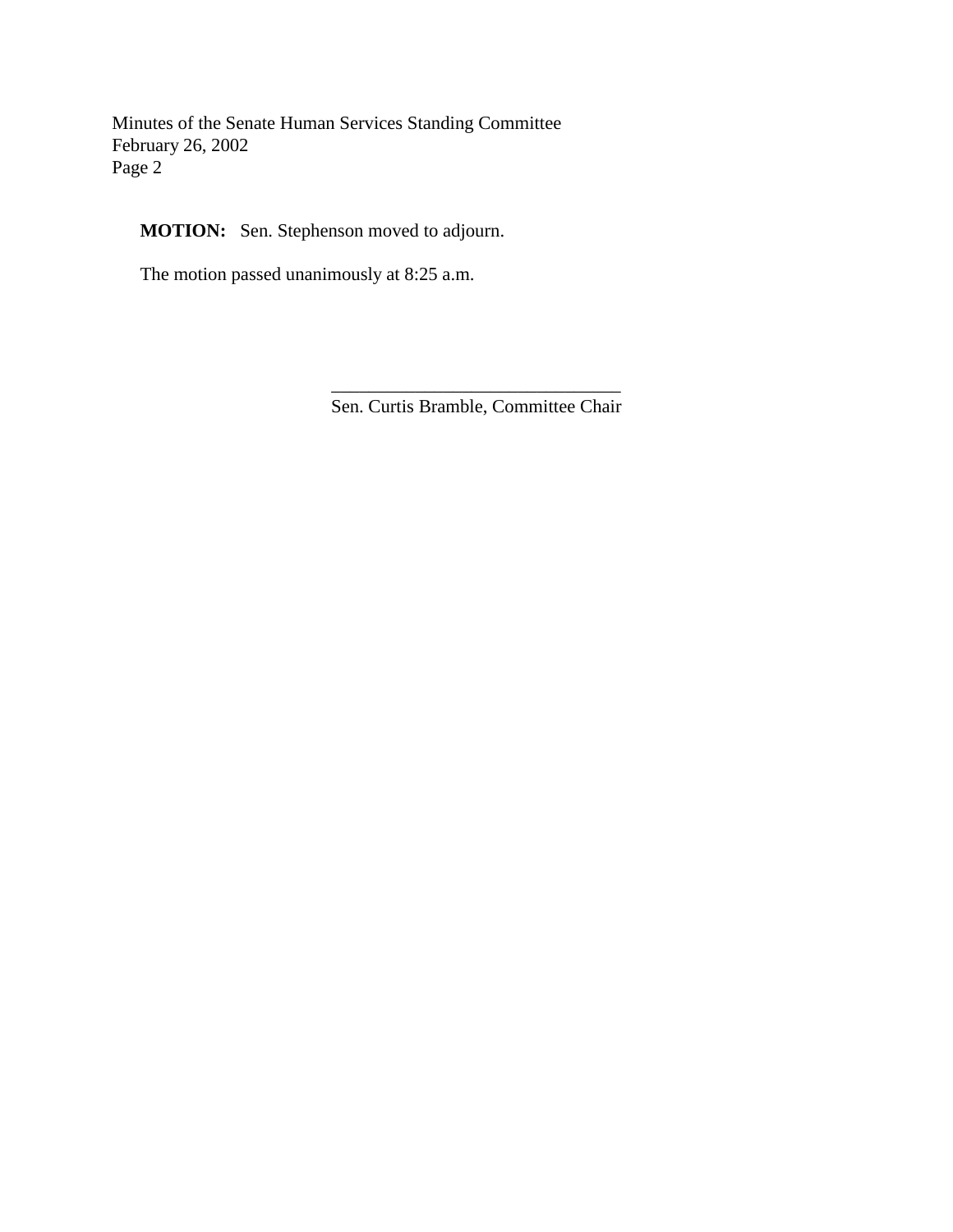**MOTION:** Sen. Stephenson moved to adjourn.

The motion passed unanimously at 8:25 a.m.

_______________________________
Sen. Curtis Bramble, Committee Chair